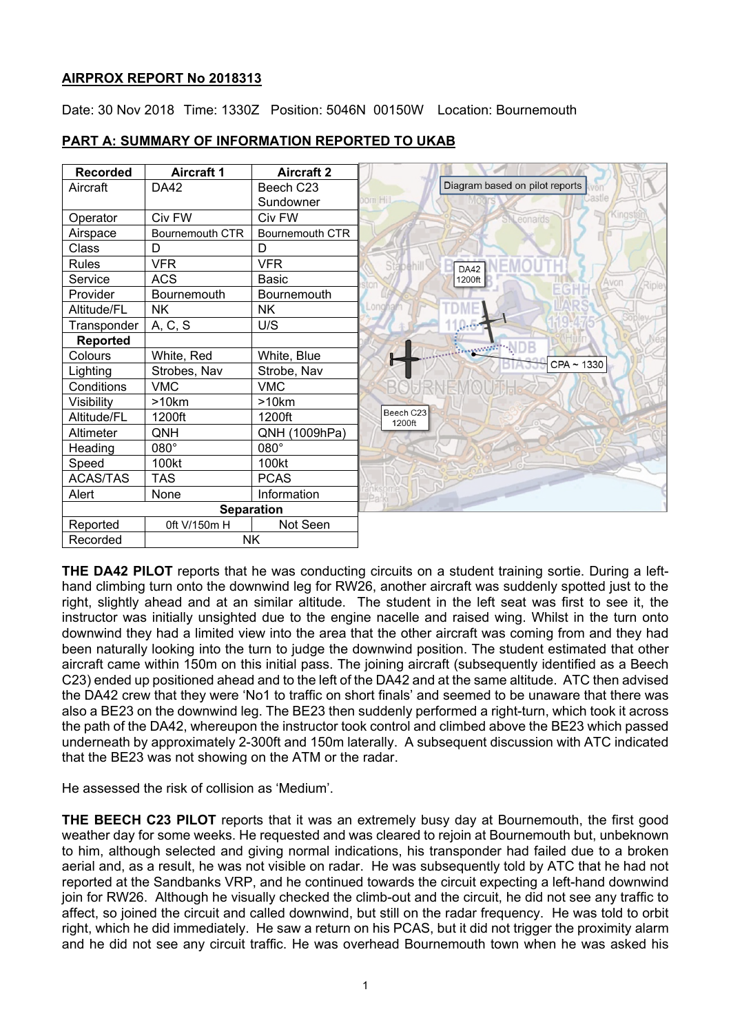**AIRPROX REPORT No 2018313**

Date: 30 Nov 2018 Time: 1330Z Position: 5046N 00150W Location: Bournemouth

**PART A: SUMMARY OF INFORMATION REPORTED TO UKAB**

| Recorded | Aircraft 1 | Aircraft 2 |
|---|---|---|
| Aircraft | DA42 | Beech C23 Sundowner |
| Operator | Civ FW | Civ FW |
| Airspace | Bournemouth CTR | Bournemouth CTR |
| Class | D | D |
| Rules | VFR | VFR |
| Service | ACS | Basic |
| Provider | Bournemouth | Bournemouth |
| Altitude/FL | NK | NK |
| Transponder | A, C, S | U/S |
| **Reported** | | |
| Colours | White, Red | White, Blue |
| Lighting | Strobes, Nav | Strobe, Nav |
| Conditions | VMC | VMC |
| Visibility | >10km | >10km |
| Altitude/FL | 1200ft | 1200ft |
| Altimeter | QNH | QNH (1009hPa) |
| Heading | 080° | 080° |
| Speed | 100kt | 100kt |
| ACAS/TAS | TAS | PCAS |
| Alert | None | Information |
| **Separation** | | |
| Reported | 0ft V/150m H | Not Seen |
| Recorded | NK | |

Diagram based on pilot reports

DA42 1200ft

Beech C23 1200ft

CPA ~ 1330

**THE DA42 PILOT** reports that he was conducting circuits on a student training sortie. During a left-hand climbing turn onto the downwind leg for RW26, another aircraft was suddenly spotted just to the right, slightly ahead and at an similar altitude. The student in the left seat was first to see it, the instructor was initially unsighted due to the engine nacelle and raised wing. Whilst in the turn onto downwind they had a limited view into the area that the other aircraft was coming from and they had been naturally looking into the turn to judge the downwind position. The student estimated that other aircraft came within 150m on this initial pass. The joining aircraft (subsequently identified as a Beech C23) ended up positioned ahead and to the left of the DA42 and at the same altitude. ATC then advised the DA42 crew that they were 'No1 to traffic on short finals' and seemed to be unaware that there was also a BE23 on the downwind leg. The BE23 then suddenly performed a right-turn, which took it across the path of the DA42, whereupon the instructor took control and climbed above the BE23 which passed underneath by approximately 2-300ft and 150m laterally. A subsequent discussion with ATC indicated that the BE23 was not showing on the ATM or the radar.

He assessed the risk of collision as 'Medium'.

**THE BEECH C23 PILOT** reports that it was an extremely busy day at Bournemouth, the first good weather day for some weeks. He requested and was cleared to rejoin at Bournemouth but, unbeknown to him, although selected and giving normal indications, his transponder had failed due to a broken aerial and, as a result, he was not visible on radar. He was subsequently told by ATC that he had not reported at the Sandbanks VRP, and he continued towards the circuit expecting a left-hand downwind join for RW26. Although he visually checked the climb-out and the circuit, he did not see any traffic to affect, so joined the circuit and called downwind, but still on the radar frequency. He was told to orbit right, which he did immediately. He saw a return on his PCAS, but it did not trigger the proximity alarm and he did not see any circuit traffic. He was overhead Bournemouth town when he was asked his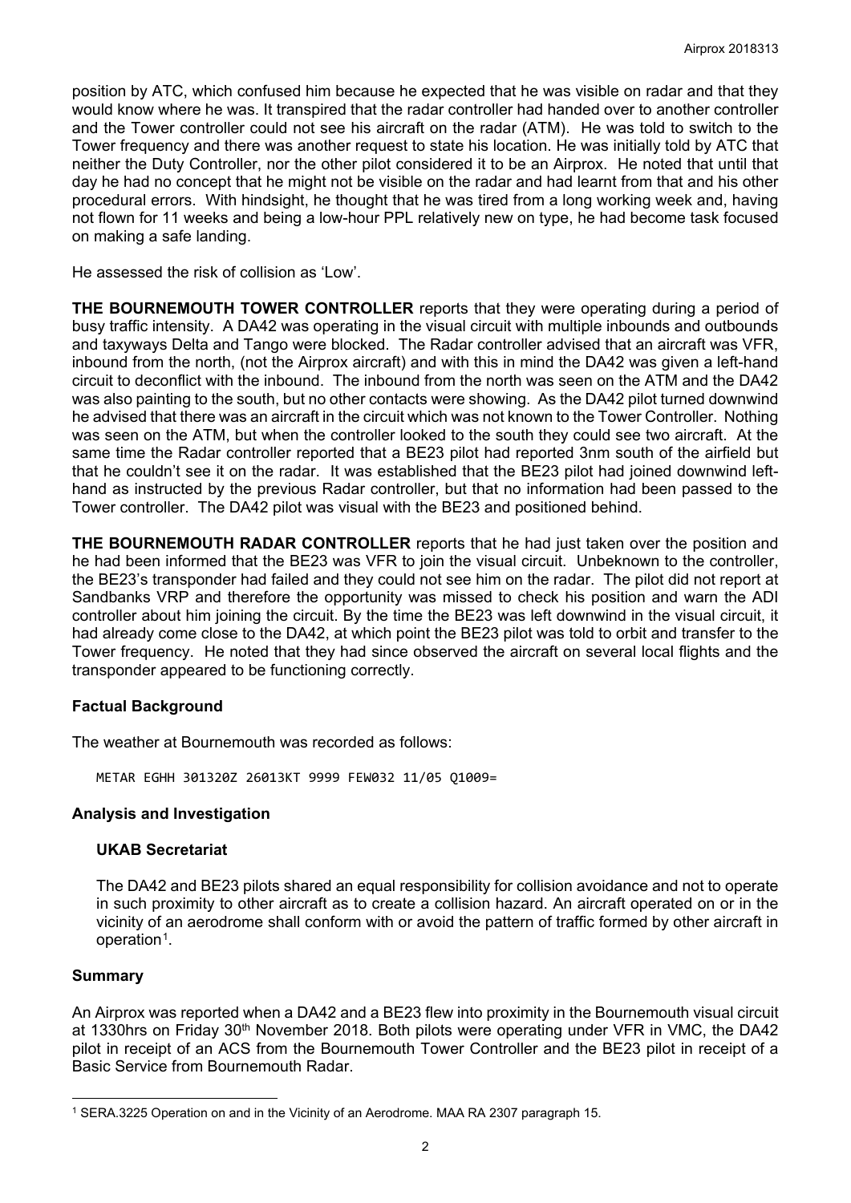position by ATC, which confused him because he expected that he was visible on radar and that they would know where he was. It transpired that the radar controller had handed over to another controller and the Tower controller could not see his aircraft on the radar (ATM). He was told to switch to the Tower frequency and there was another request to state his location. He was initially told by ATC that neither the Duty Controller, nor the other pilot considered it to be an Airprox. He noted that until that day he had no concept that he might not be visible on the radar and had learnt from that and his other procedural errors. With hindsight, he thought that he was tired from a long working week and, having not flown for 11 weeks and being a low-hour PPL relatively new on type, he had become task focused on making a safe landing.

He assessed the risk of collision as 'Low'.

**THE BOURNEMOUTH TOWER CONTROLLER** reports that they were operating during a period of busy traffic intensity. A DA42 was operating in the visual circuit with multiple inbounds and outbounds and taxyways Delta and Tango were blocked. The Radar controller advised that an aircraft was VFR, inbound from the north, (not the Airprox aircraft) and with this in mind the DA42 was given a left-hand circuit to deconflict with the inbound. The inbound from the north was seen on the ATM and the DA42 was also painting to the south, but no other contacts were showing. As the DA42 pilot turned downwind he advised that there was an aircraft in the circuit which was not known to the Tower Controller. Nothing was seen on the ATM, but when the controller looked to the south they could see two aircraft. At the same time the Radar controller reported that a BE23 pilot had reported 3nm south of the airfield but that he couldn't see it on the radar. It was established that the BE23 pilot had joined downwind left-hand as instructed by the previous Radar controller, but that no information had been passed to the Tower controller. The DA42 pilot was visual with the BE23 and positioned behind.

**THE BOURNEMOUTH RADAR CONTROLLER** reports that he had just taken over the position and he had been informed that the BE23 was VFR to join the visual circuit. Unbeknown to the controller, the BE23's transponder had failed and they could not see him on the radar. The pilot did not report at Sandbanks VRP and therefore the opportunity was missed to check his position and warn the ADI controller about him joining the circuit. By the time the BE23 was left downwind in the visual circuit, it had already come close to the DA42, at which point the BE23 pilot was told to orbit and transfer to the Tower frequency. He noted that they had since observed the aircraft on several local flights and the transponder appeared to be functioning correctly.

## Factual Background

The weather at Bournemouth was recorded as follows:

```
METAR EGHH 301320Z 26013KT 9999 FEW032 11/05 Q1009=
```

## Analysis and Investigation

### UKAB Secretariat

The DA42 and BE23 pilots shared an equal responsibility for collision avoidance and not to operate in such proximity to other aircraft as to create a collision hazard. An aircraft operated on or in the vicinity of an aerodrome shall conform with or avoid the pattern of traffic formed by other aircraft in operation[1].

## Summary

An Airprox was reported when a DA42 and a BE23 flew into proximity in the Bournemouth visual circuit at 1330hrs on Friday 30th November 2018. Both pilots were operating under VFR in VMC, the DA42 pilot in receipt of an ACS from the Bournemouth Tower Controller and the BE23 pilot in receipt of a Basic Service from Bournemouth Radar.

[1] SERA.3225 Operation on and in the Vicinity of an Aerodrome. MAA RA 2307 paragraph 15.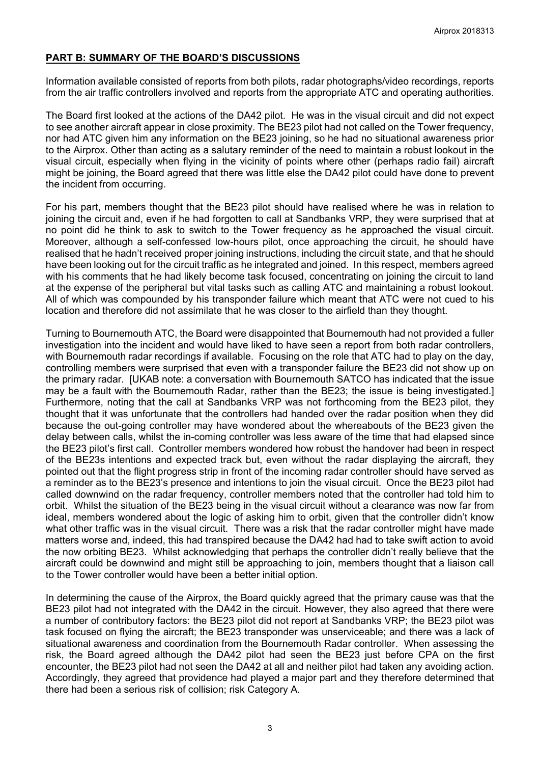## PART B: SUMMARY OF THE BOARD'S DISCUSSIONS

Information available consisted of reports from both pilots, radar photographs/video recordings, reports from the air traffic controllers involved and reports from the appropriate ATC and operating authorities.

The Board first looked at the actions of the DA42 pilot. He was in the visual circuit and did not expect to see another aircraft appear in close proximity. The BE23 pilot had not called on the Tower frequency, nor had ATC given him any information on the BE23 joining, so he had no situational awareness prior to the Airprox. Other than acting as a salutary reminder of the need to maintain a robust lookout in the visual circuit, especially when flying in the vicinity of points where other (perhaps radio fail) aircraft might be joining, the Board agreed that there was little else the DA42 pilot could have done to prevent the incident from occurring.

For his part, members thought that the BE23 pilot should have realised where he was in relation to joining the circuit and, even if he had forgotten to call at Sandbanks VRP, they were surprised that at no point did he think to ask to switch to the Tower frequency as he approached the visual circuit. Moreover, although a self-confessed low-hours pilot, once approaching the circuit, he should have realised that he hadn't received proper joining instructions, including the circuit state, and that he should have been looking out for the circuit traffic as he integrated and joined. In this respect, members agreed with his comments that he had likely become task focused, concentrating on joining the circuit to land at the expense of the peripheral but vital tasks such as calling ATC and maintaining a robust lookout. All of which was compounded by his transponder failure which meant that ATC were not cued to his location and therefore did not assimilate that he was closer to the airfield than they thought.

Turning to Bournemouth ATC, the Board were disappointed that Bournemouth had not provided a fuller investigation into the incident and would have liked to have seen a report from both radar controllers, with Bournemouth radar recordings if available. Focusing on the role that ATC had to play on the day, controlling members were surprised that even with a transponder failure the BE23 did not show up on the primary radar. [UKAB note: a conversation with Bournemouth SATCO has indicated that the issue may be a fault with the Bournemouth Radar, rather than the BE23; the issue is being investigated.] Furthermore, noting that the call at Sandbanks VRP was not forthcoming from the BE23 pilot, they thought that it was unfortunate that the controllers had handed over the radar position when they did because the out-going controller may have wondered about the whereabouts of the BE23 given the delay between calls, whilst the in-coming controller was less aware of the time that had elapsed since the BE23 pilot's first call. Controller members wondered how robust the handover had been in respect of the BE23s intentions and expected track but, even without the radar displaying the aircraft, they pointed out that the flight progress strip in front of the incoming radar controller should have served as a reminder as to the BE23's presence and intentions to join the visual circuit. Once the BE23 pilot had called downwind on the radar frequency, controller members noted that the controller had told him to orbit. Whilst the situation of the BE23 being in the visual circuit without a clearance was now far from ideal, members wondered about the logic of asking him to orbit, given that the controller didn't know what other traffic was in the visual circuit. There was a risk that the radar controller might have made matters worse and, indeed, this had transpired because the DA42 had had to take swift action to avoid the now orbiting BE23. Whilst acknowledging that perhaps the controller didn't really believe that the aircraft could be downwind and might still be approaching to join, members thought that a liaison call to the Tower controller would have been a better initial option.

In determining the cause of the Airprox, the Board quickly agreed that the primary cause was that the BE23 pilot had not integrated with the DA42 in the circuit. However, they also agreed that there were a number of contributory factors: the BE23 pilot did not report at Sandbanks VRP; the BE23 pilot was task focused on flying the aircraft; the BE23 transponder was unserviceable; and there was a lack of situational awareness and coordination from the Bournemouth Radar controller. When assessing the risk, the Board agreed although the DA42 pilot had seen the BE23 just before CPA on the first encounter, the BE23 pilot had not seen the DA42 at all and neither pilot had taken any avoiding action. Accordingly, they agreed that providence had played a major part and they therefore determined that there had been a serious risk of collision; risk Category A.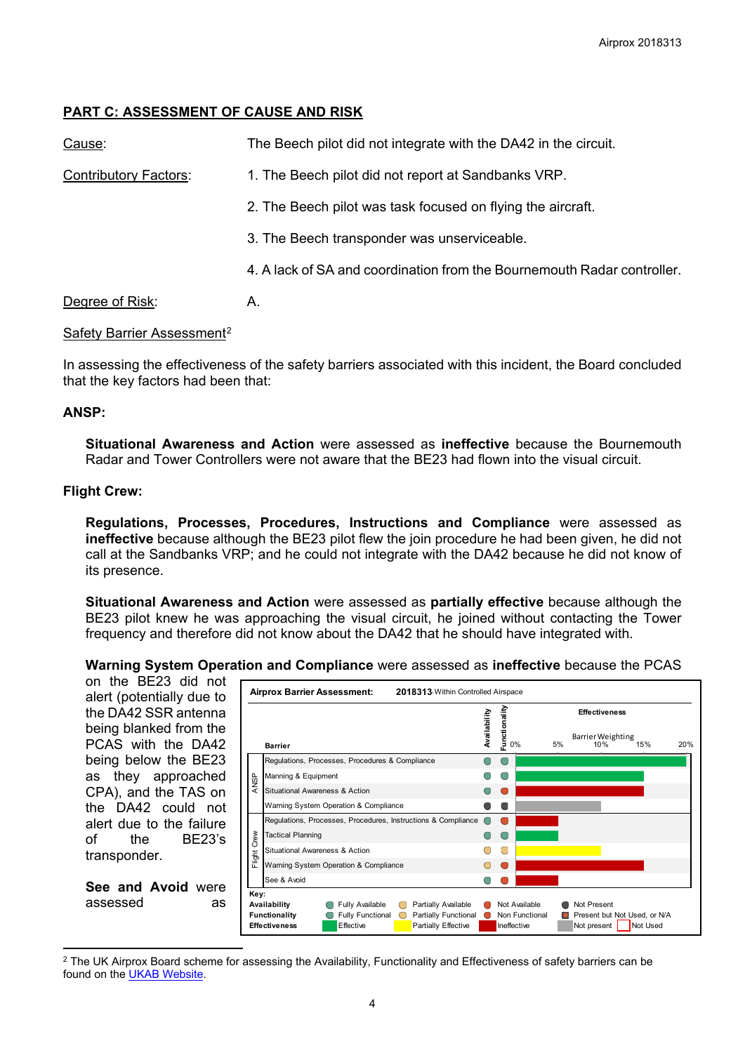## PART C: ASSESSMENT OF CAUSE AND RISK

Cause: The Beech pilot did not integrate with the DA42 in the circuit.

Contributory Factors:

1. The Beech pilot did not report at Sandbanks VRP.
2. The Beech pilot was task focused on flying the aircraft.
3. The Beech transponder was unserviceable.
4. A lack of SA and coordination from the Bournemouth Radar controller.

Degree of Risk: A.

Safety Barrier Assessment[2]

In assessing the effectiveness of the safety barriers associated with this incident, the Board concluded that the key factors had been that:

**ANSP:**

**Situational Awareness and Action** were assessed as **ineffective** because the Bournemouth Radar and Tower Controllers were not aware that the BE23 had flown into the visual circuit.

**Flight Crew:**

**Regulations, Processes, Procedures, Instructions and Compliance** were assessed as **ineffective** because although the BE23 pilot flew the join procedure he had been given, he did not call at the Sandbanks VRP; and he could not integrate with the DA42 because he did not know of its presence.

**Situational Awareness and Action** were assessed as **partially effective** because although the BE23 pilot knew he was approaching the visual circuit, he joined without contacting the Tower frequency and therefore did not know about the DA42 that he should have integrated with.

**Warning System Operation and Compliance** were assessed as **ineffective** because the PCAS on the BE23 did not alert (potentially due to the DA42 SSR antenna being blanked from the PCAS with the DA42 being below the BE23 as they approached CPA), and the TAS on the DA42 could not alert due to the failure of the BE23's transponder.

**See and Avoid** were assessed as

**Airprox Barrier Assessment: 2018313** Within Controlled Airspace

| | Barrier | Availability | Functionality | Effectiveness (Barrier Weighting 0%–20%) |
|---|---|---|---|---|
| ANSP | Regulations, Processes, Procedures & Compliance | Fully Available | Fully Functional | Effective |
| | Manning & Equipment | Fully Available | Fully Functional | Effective |
| | Situational Awareness & Action | Fully Available | Non Functional | Ineffective |
| | Warning System Operation & Compliance | Not Present | Not Present | Not present |
| Flight Crew | Regulations, Processes, Procedures, Instructions & Compliance | Fully Available | Non Functional | Ineffective |
| | Tactical Planning | Fully Available | Fully Functional | Effective |
| | Situational Awareness & Action | Partially Available | Partially Functional | Partially Effective |
| | Warning System Operation & Compliance | Partially Available | Non Functional | Ineffective |
| | See & Avoid | Fully Available | Non Functional | Ineffective |

Key:
**Availability**: Fully Available, Partially Available, Not Available, Not Present
**Functionality**: Fully Functional, Partially Functional, Non Functional, Present but Not Used, or N/A
**Effectiveness**: Effective, Partially Effective, Ineffective, Not present, Not Used

[2] The UK Airprox Board scheme for assessing the Availability, Functionality and Effectiveness of safety barriers can be found on the UKAB Website.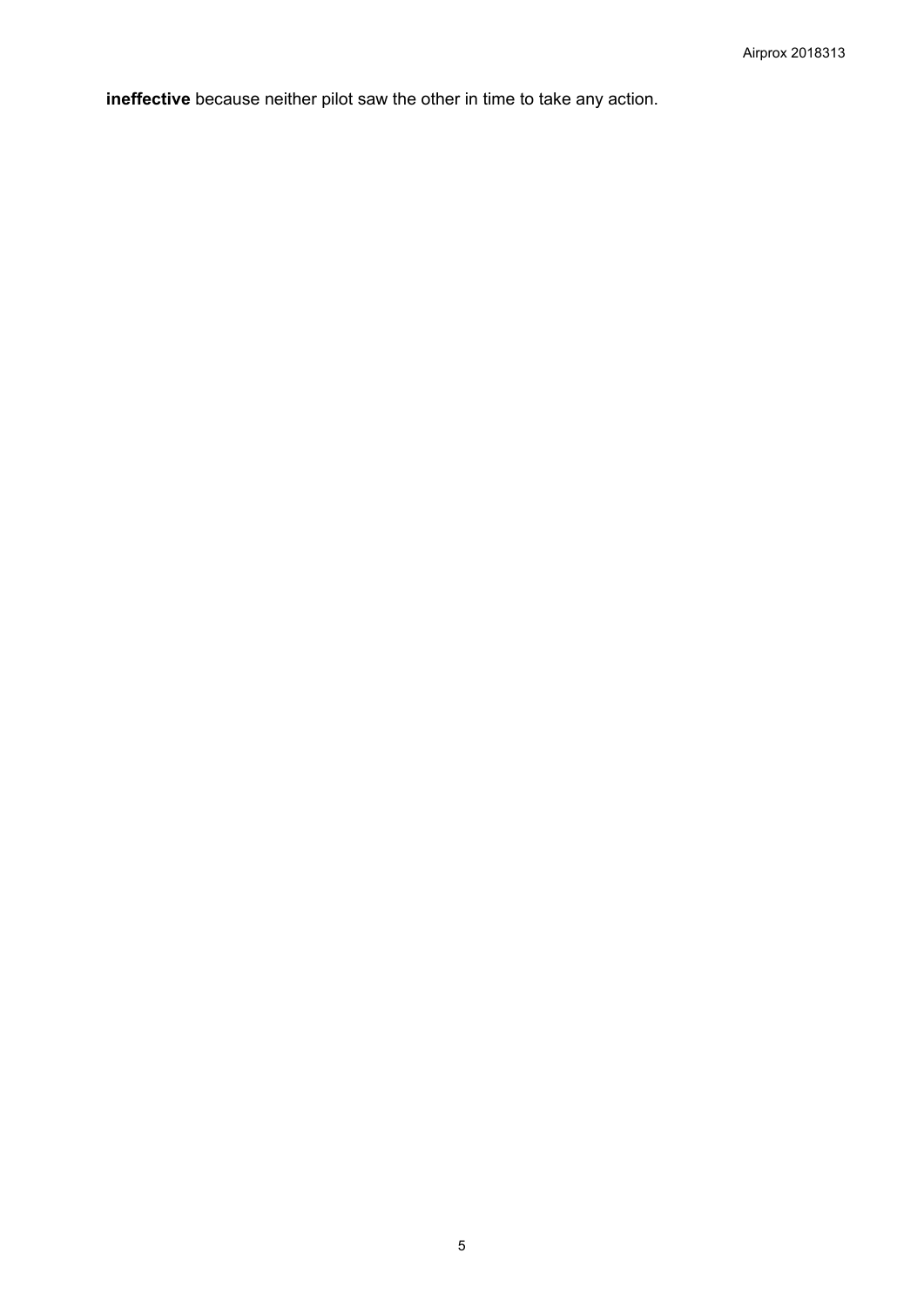**ineffective** because neither pilot saw the other in time to take any action.